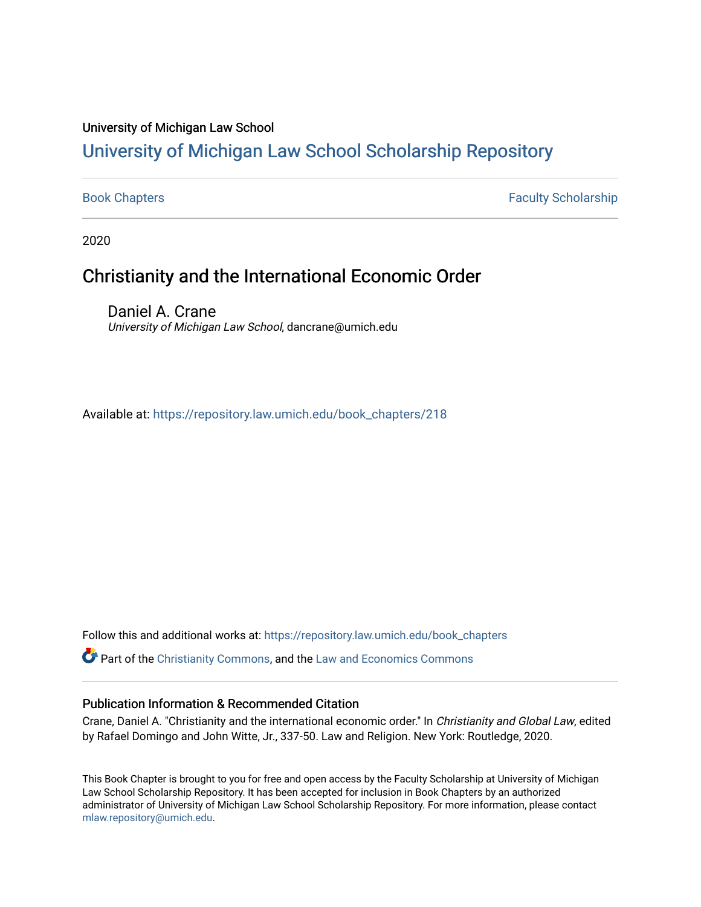University of Michigan Law School

# University of Michigan Law School Scholarship Repository

Book Chapters | Faculty Scholarship

2020

## Christianity and the International Economic Order

Daniel A. Crane
*University of Michigan Law School*, dancrane@umich.edu

Available at: https://repository.law.umich.edu/book_chapters/218

Follow this and additional works at: https://repository.law.umich.edu/book_chapters

Part of the Christianity Commons, and the Law and Economics Commons

### Publication Information & Recommended Citation

Crane, Daniel A. "Christianity and the international economic order." In *Christianity and Global Law*, edited by Rafael Domingo and John Witte, Jr., 337-50. Law and Religion. New York: Routledge, 2020.

This Book Chapter is brought to you for free and open access by the Faculty Scholarship at University of Michigan Law School Scholarship Repository. It has been accepted for inclusion in Book Chapters by an authorized administrator of University of Michigan Law School Scholarship Repository. For more information, please contact mlaw.repository@umich.edu.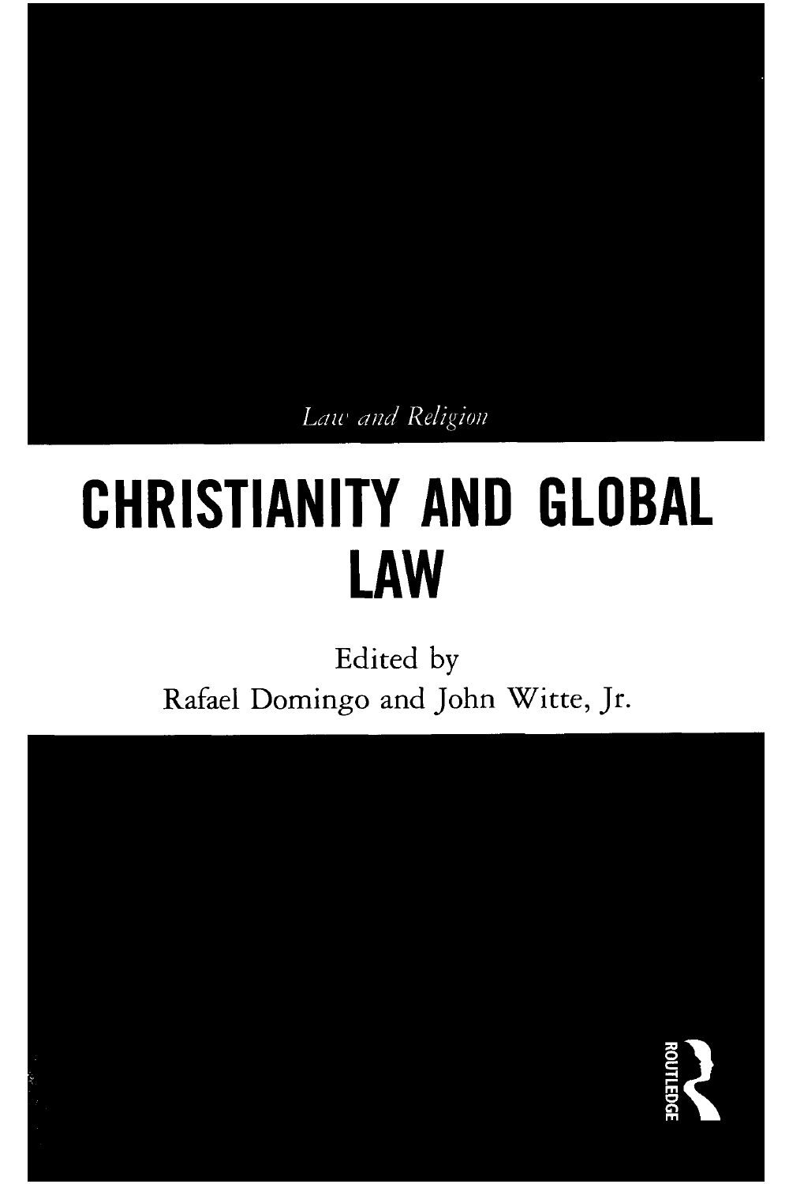*Law and Religion*

# CHRISTIANITY AND GLOBAL LAW

Edited by
Rafael Domingo and John Witte, Jr.

ROUTLEDGE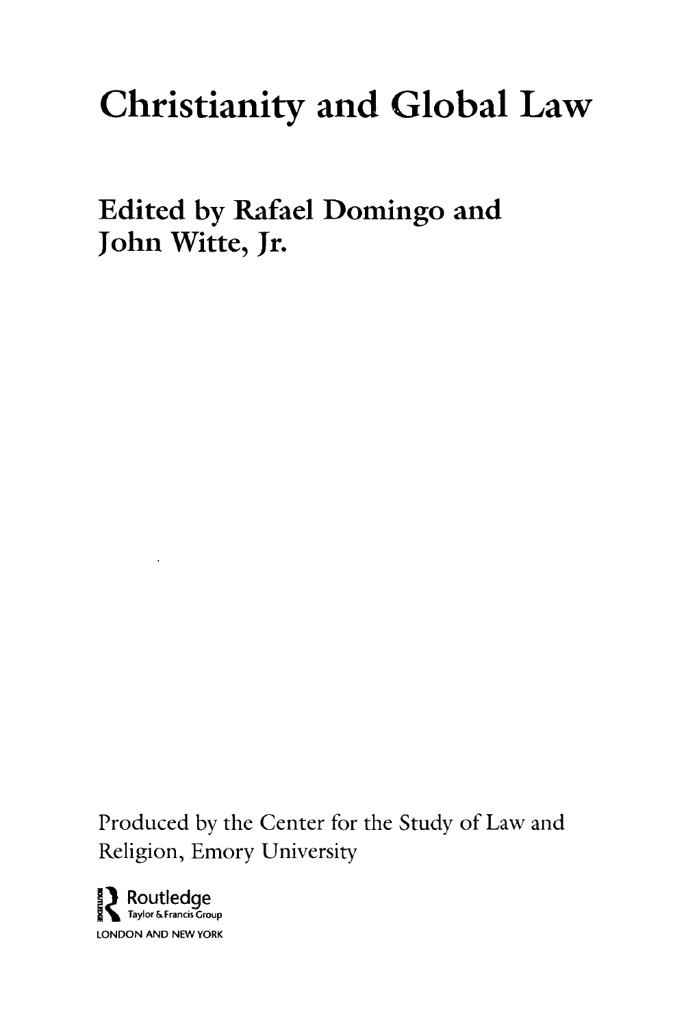# Christianity and Global Law

## Edited by Rafael Domingo and John Witte, Jr.

Produced by the Center for the Study of Law and Religion, Emory University

Routledge
Taylor & Francis Group
LONDON AND NEW YORK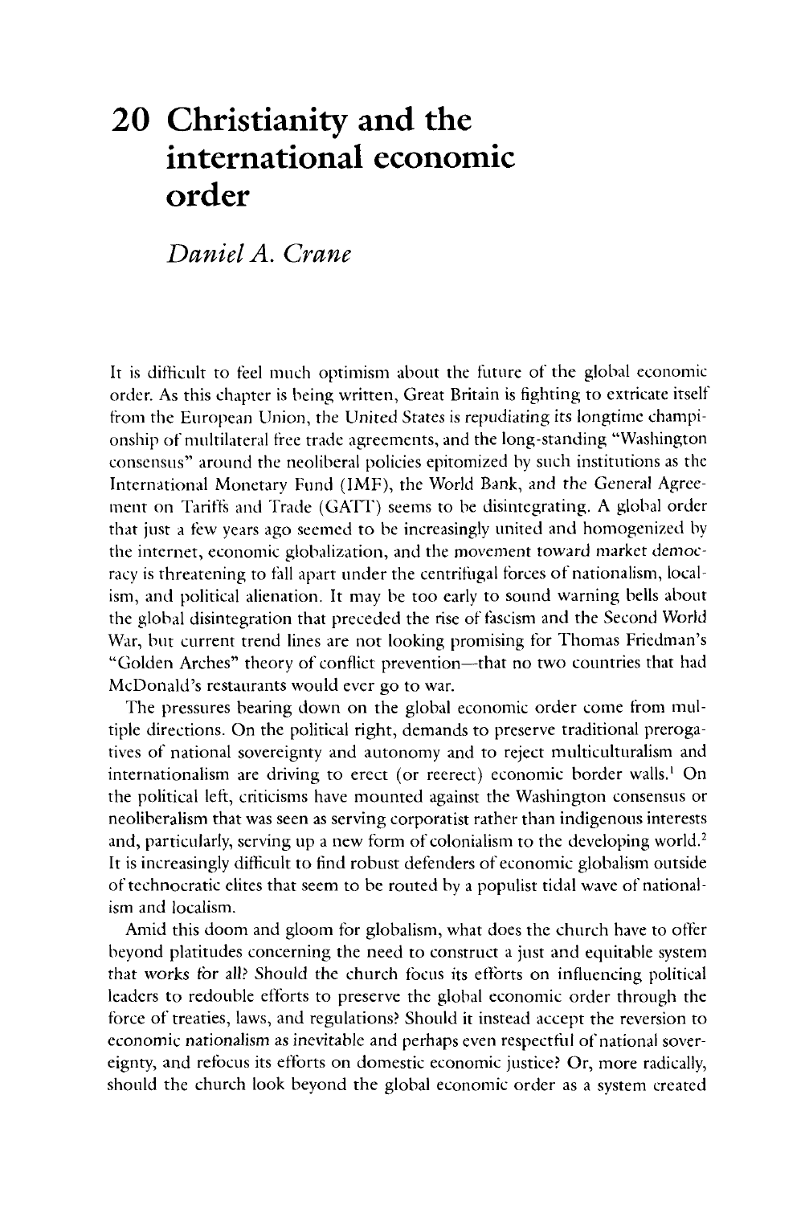# 20 Christianity and the international economic order

*Daniel A. Crane*

It is difficult to feel much optimism about the future of the global economic order. As this chapter is being written, Great Britain is fighting to extricate itself from the European Union, the United States is repudiating its longtime championship of multilateral free trade agreements, and the long-standing "Washington consensus" around the neoliberal policies epitomized by such institutions as the International Monetary Fund (IMF), the World Bank, and the General Agreement on Tariffs and Trade (GATT) seems to be disintegrating. A global order that just a few years ago seemed to be increasingly united and homogenized by the internet, economic globalization, and the movement toward market democracy is threatening to fall apart under the centrifugal forces of nationalism, localism, and political alienation. It may be too early to sound warning bells about the global disintegration that preceded the rise of fascism and the Second World War, but current trend lines are not looking promising for Thomas Friedman's "Golden Arches" theory of conflict prevention—that no two countries that had McDonald's restaurants would ever go to war.

The pressures bearing down on the global economic order come from multiple directions. On the political right, demands to preserve traditional prerogatives of national sovereignty and autonomy and to reject multiculturalism and internationalism are driving to erect (or reerect) economic border walls.[1] On the political left, criticisms have mounted against the Washington consensus or neoliberalism that was seen as serving corporatist rather than indigenous interests and, particularly, serving up a new form of colonialism to the developing world.[2] It is increasingly difficult to find robust defenders of economic globalism outside of technocratic elites that seem to be routed by a populist tidal wave of nationalism and localism.

Amid this doom and gloom for globalism, what does the church have to offer beyond platitudes concerning the need to construct a just and equitable system that works for all? Should the church focus its efforts on influencing political leaders to redouble efforts to preserve the global economic order through the force of treaties, laws, and regulations? Should it instead accept the reversion to economic nationalism as inevitable and perhaps even respectful of national sovereignty, and refocus its efforts on domestic economic justice? Or, more radically, should the church look beyond the global economic order as a system created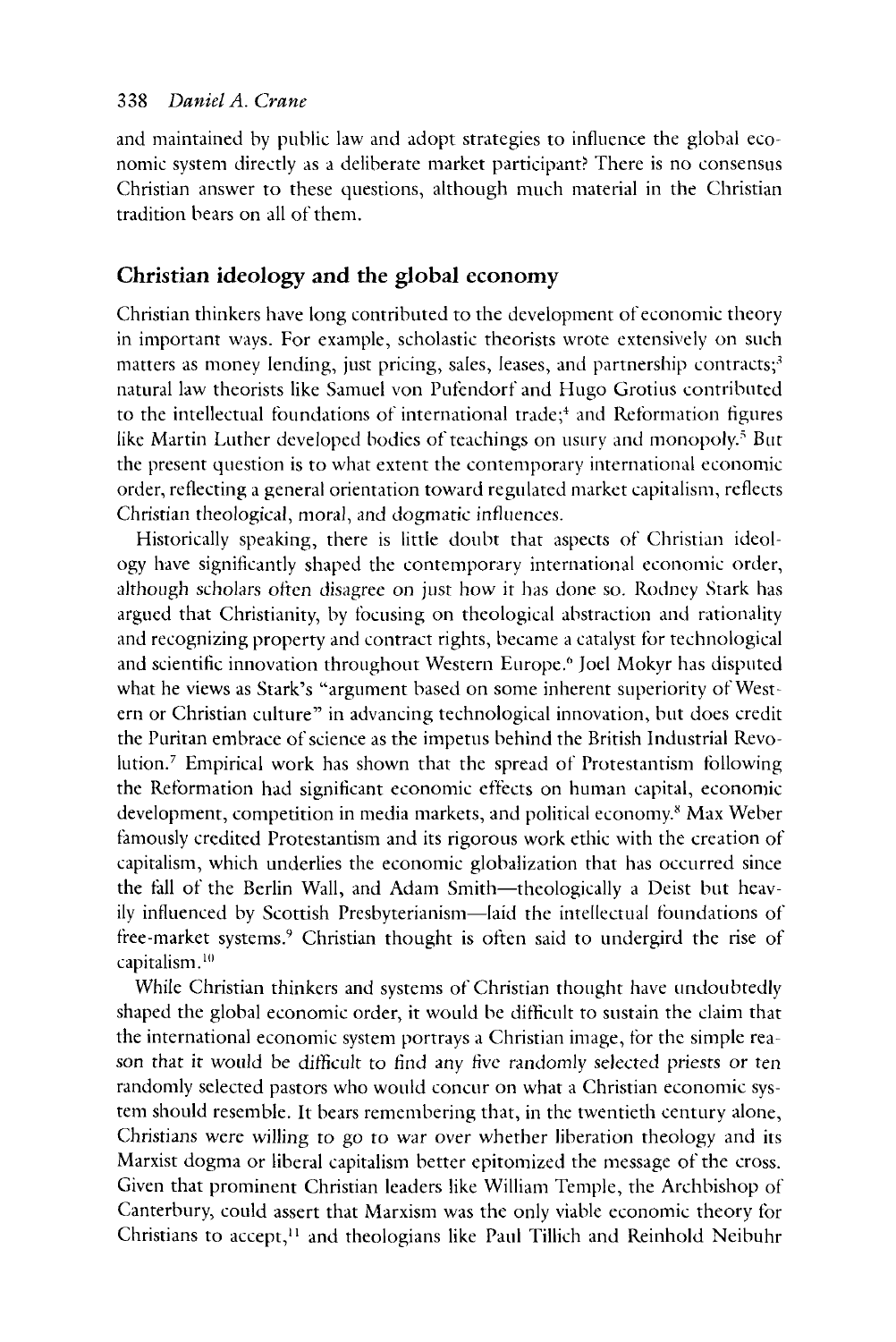and maintained by public law and adopt strategies to influence the global economic system directly as a deliberate market participant? There is no consensus Christian answer to these questions, although much material in the Christian tradition bears on all of them.

## Christian ideology and the global economy

Christian thinkers have long contributed to the development of economic theory in important ways. For example, scholastic theorists wrote extensively on such matters as money lending, just pricing, sales, leases, and partnership contracts;[3] natural law theorists like Samuel von Pufendorf and Hugo Grotius contributed to the intellectual foundations of international trade;[4] and Reformation figures like Martin Luther developed bodies of teachings on usury and monopoly.[5] But the present question is to what extent the contemporary international economic order, reflecting a general orientation toward regulated market capitalism, reflects Christian theological, moral, and dogmatic influences.

Historically speaking, there is little doubt that aspects of Christian ideology have significantly shaped the contemporary international economic order, although scholars often disagree on just how it has done so. Rodney Stark has argued that Christianity, by focusing on theological abstraction and rationality and recognizing property and contract rights, became a catalyst for technological and scientific innovation throughout Western Europe.[6] Joel Mokyr has disputed what he views as Stark's "argument based on some inherent superiority of Western or Christian culture" in advancing technological innovation, but does credit the Puritan embrace of science as the impetus behind the British Industrial Revolution.[7] Empirical work has shown that the spread of Protestantism following the Reformation had significant economic effects on human capital, economic development, competition in media markets, and political economy.[8] Max Weber famously credited Protestantism and its rigorous work ethic with the creation of capitalism, which underlies the economic globalization that has occurred since the fall of the Berlin Wall, and Adam Smith—theologically a Deist but heavily influenced by Scottish Presbyterianism—laid the intellectual foundations of free-market systems.[9] Christian thought is often said to undergird the rise of capitalism.[10]

While Christian thinkers and systems of Christian thought have undoubtedly shaped the global economic order, it would be difficult to sustain the claim that the international economic system portrays a Christian image, for the simple reason that it would be difficult to find any five randomly selected priests or ten randomly selected pastors who would concur on what a Christian economic system should resemble. It bears remembering that, in the twentieth century alone, Christians were willing to go to war over whether liberation theology and its Marxist dogma or liberal capitalism better epitomized the message of the cross. Given that prominent Christian leaders like William Temple, the Archbishop of Canterbury, could assert that Marxism was the only viable economic theory for Christians to accept,[11] and theologians like Paul Tillich and Reinhold Neibuhr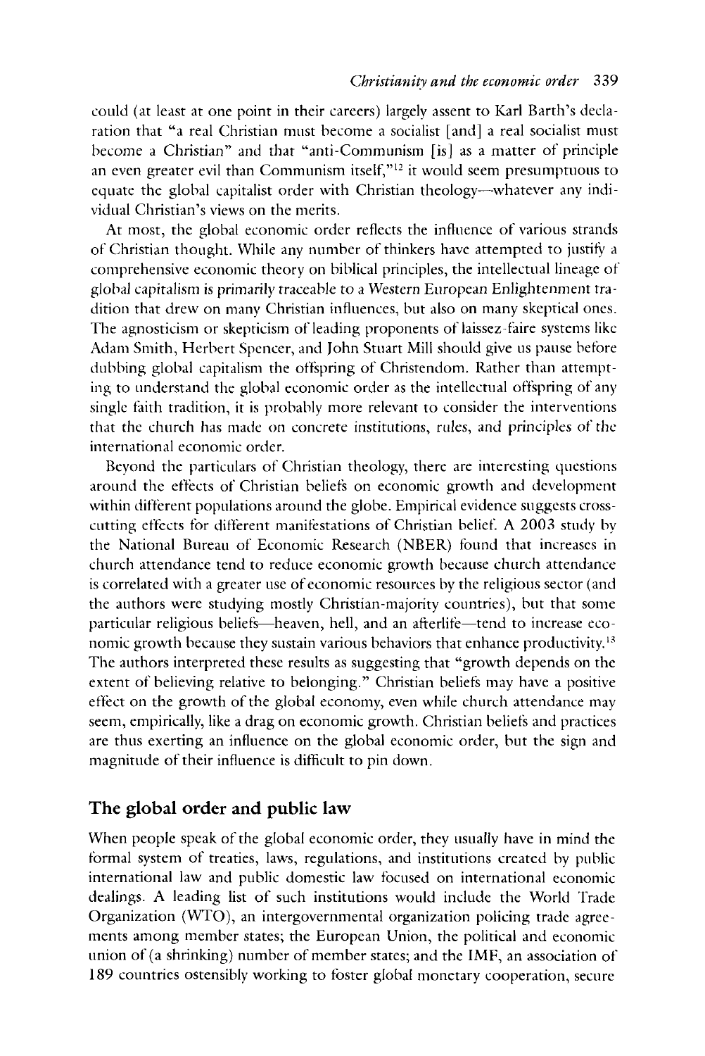could (at least at one point in their careers) largely assent to Karl Barth's declaration that "a real Christian must become a socialist [and] a real socialist must become a Christian" and that "anti-Communism [is] as a matter of principle an even greater evil than Communism itself,"[12] it would seem presumptuous to equate the global capitalist order with Christian theology—whatever any individual Christian's views on the merits.

At most, the global economic order reflects the influence of various strands of Christian thought. While any number of thinkers have attempted to justify a comprehensive economic theory on biblical principles, the intellectual lineage of global capitalism is primarily traceable to a Western European Enlightenment tradition that drew on many Christian influences, but also on many skeptical ones. The agnosticism or skepticism of leading proponents of laissez-faire systems like Adam Smith, Herbert Spencer, and John Stuart Mill should give us pause before dubbing global capitalism the offspring of Christendom. Rather than attempting to understand the global economic order as the intellectual offspring of any single faith tradition, it is probably more relevant to consider the interventions that the church has made on concrete institutions, rules, and principles of the international economic order.

Beyond the particulars of Christian theology, there are interesting questions around the effects of Christian beliefs on economic growth and development within different populations around the globe. Empirical evidence suggests cross-cutting effects for different manifestations of Christian belief. A 2003 study by the National Bureau of Economic Research (NBER) found that increases in church attendance tend to reduce economic growth because church attendance is correlated with a greater use of economic resources by the religious sector (and the authors were studying mostly Christian-majority countries), but that some particular religious beliefs—heaven, hell, and an afterlife—tend to increase economic growth because they sustain various behaviors that enhance productivity.[13] The authors interpreted these results as suggesting that "growth depends on the extent of believing relative to belonging." Christian beliefs may have a positive effect on the growth of the global economy, even while church attendance may seem, empirically, like a drag on economic growth. Christian beliefs and practices are thus exerting an influence on the global economic order, but the sign and magnitude of their influence is difficult to pin down.

## The global order and public law

When people speak of the global economic order, they usually have in mind the formal system of treaties, laws, regulations, and institutions created by public international law and public domestic law focused on international economic dealings. A leading list of such institutions would include the World Trade Organization (WTO), an intergovernmental organization policing trade agreements among member states; the European Union, the political and economic union of (a shrinking) number of member states; and the IMF, an association of 189 countries ostensibly working to foster global monetary cooperation, secure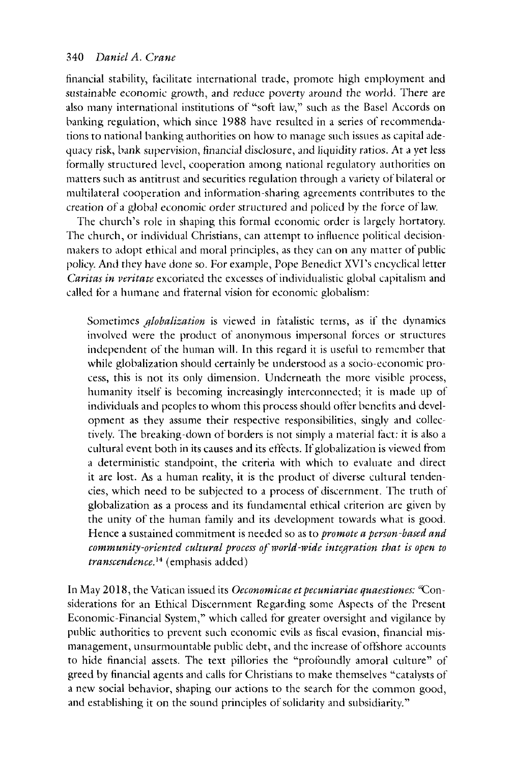financial stability, facilitate international trade, promote high employment and sustainable economic growth, and reduce poverty around the world. There are also many international institutions of "soft law," such as the Basel Accords on banking regulation, which since 1988 have resulted in a series of recommendations to national banking authorities on how to manage such issues as capital adequacy risk, bank supervision, financial disclosure, and liquidity ratios. At a yet less formally structured level, cooperation among national regulatory authorities on matters such as antitrust and securities regulation through a variety of bilateral or multilateral cooperation and information-sharing agreements contributes to the creation of a global economic order structured and policed by the force of law.

The church's role in shaping this formal economic order is largely hortatory. The church, or individual Christians, can attempt to influence political decision-makers to adopt ethical and moral principles, as they can on any matter of public policy. And they have done so. For example, Pope Benedict XVI's encyclical letter *Caritas in veritate* excoriated the excesses of individualistic global capitalism and called for a humane and fraternal vision for economic globalism:

> Sometimes *globalization* is viewed in fatalistic terms, as if the dynamics involved were the product of anonymous impersonal forces or structures independent of the human will. In this regard it is useful to remember that while globalization should certainly be understood as a socio-economic process, this is not its only dimension. Underneath the more visible process, humanity itself is becoming increasingly interconnected; it is made up of individuals and peoples to whom this process should offer benefits and development as they assume their respective responsibilities, singly and collectively. The breaking-down of borders is not simply a material fact: it is also a cultural event both in its causes and its effects. If globalization is viewed from a deterministic standpoint, the criteria with which to evaluate and direct it are lost. As a human reality, it is the product of diverse cultural tendencies, which need to be subjected to a process of discernment. The truth of globalization as a process and its fundamental ethical criterion are given by the unity of the human family and its development towards what is good. Hence a sustained commitment is needed so as to *promote a person-based and community-oriented cultural process of world-wide integration that is open to transcendence.*[14] (emphasis added)

In May 2018, the Vatican issued its *Oeconomicae et pecuniariae quaestiones*: "Considerations for an Ethical Discernment Regarding some Aspects of the Present Economic-Financial System," which called for greater oversight and vigilance by public authorities to prevent such economic evils as fiscal evasion, financial mismanagement, unsurmountable public debt, and the increase of offshore accounts to hide financial assets. The text pillories the "profoundly amoral culture" of greed by financial agents and calls for Christians to make themselves "catalysts of a new social behavior, shaping our actions to the search for the common good, and establishing it on the sound principles of solidarity and subsidiarity."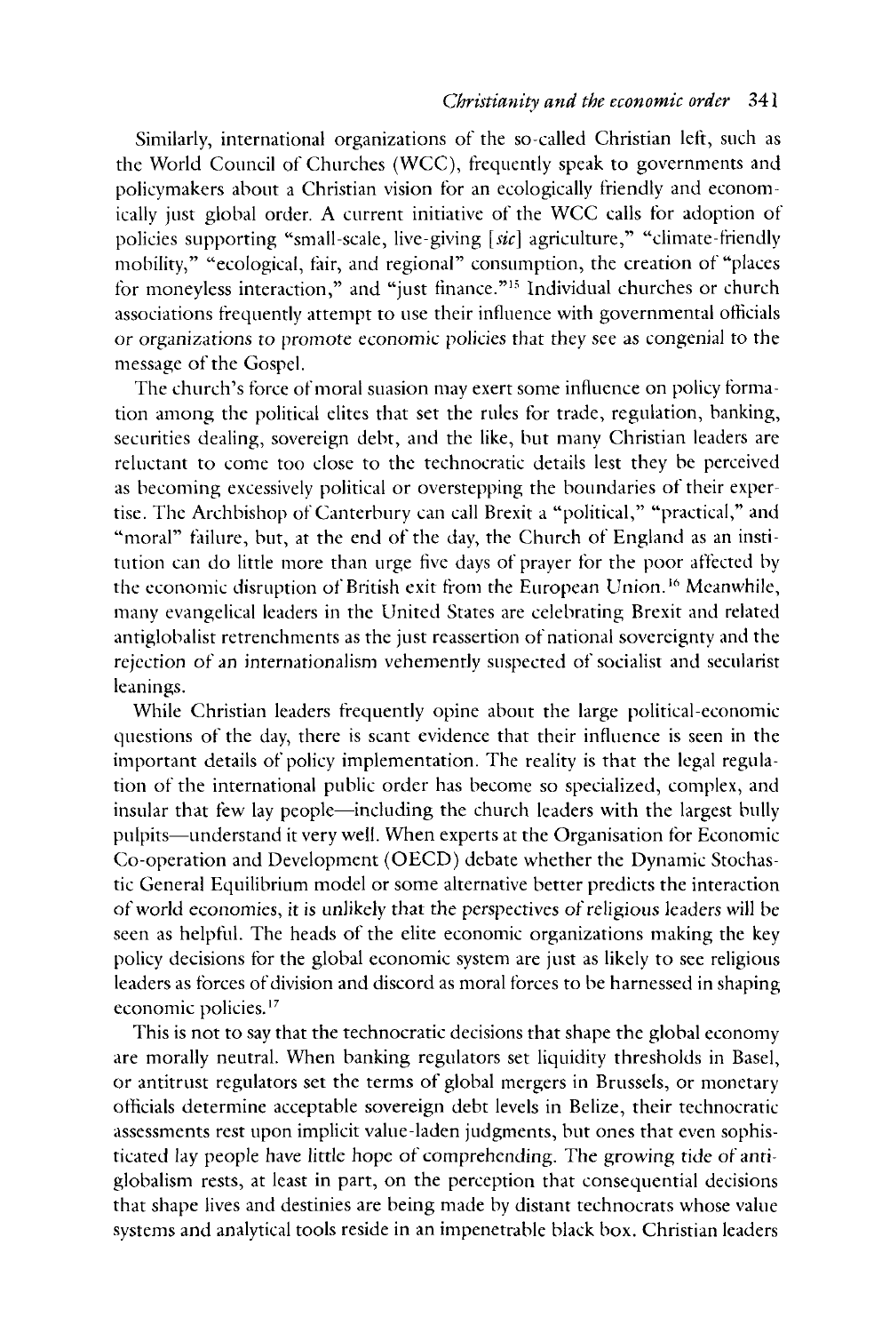Similarly, international organizations of the so-called Christian left, such as the World Council of Churches (WCC), frequently speak to governments and policymakers about a Christian vision for an ecologically friendly and economically just global order. A current initiative of the WCC calls for adoption of policies supporting "small-scale, live-giving [*sic*] agriculture," "climate-friendly mobility," "ecological, fair, and regional" consumption, the creation of "places for moneyless interaction," and "just finance."[15] Individual churches or church associations frequently attempt to use their influence with governmental officials or organizations to promote economic policies that they see as congenial to the message of the Gospel.

The church's force of moral suasion may exert some influence on policy formation among the political elites that set the rules for trade, regulation, banking, securities dealing, sovereign debt, and the like, but many Christian leaders are reluctant to come too close to the technocratic details lest they be perceived as becoming excessively political or overstepping the boundaries of their expertise. The Archbishop of Canterbury can call Brexit a "political," "practical," and "moral" failure, but, at the end of the day, the Church of England as an institution can do little more than urge five days of prayer for the poor affected by the economic disruption of British exit from the European Union.[16] Meanwhile, many evangelical leaders in the United States are celebrating Brexit and related antiglobalist retrenchments as the just reassertion of national sovereignty and the rejection of an internationalism vehemently suspected of socialist and secularist leanings.

While Christian leaders frequently opine about the large political-economic questions of the day, there is scant evidence that their influence is seen in the important details of policy implementation. The reality is that the legal regulation of the international public order has become so specialized, complex, and insular that few lay people—including the church leaders with the largest bully pulpits—understand it very well. When experts at the Organisation for Economic Co-operation and Development (OECD) debate whether the Dynamic Stochastic General Equilibrium model or some alternative better predicts the interaction of world economies, it is unlikely that the perspectives of religious leaders will be seen as helpful. The heads of the elite economic organizations making the key policy decisions for the global economic system are just as likely to see religious leaders as forces of division and discord as moral forces to be harnessed in shaping economic policies.[17]

This is not to say that the technocratic decisions that shape the global economy are morally neutral. When banking regulators set liquidity thresholds in Basel, or antitrust regulators set the terms of global mergers in Brussels, or monetary officials determine acceptable sovereign debt levels in Belize, their technocratic assessments rest upon implicit value-laden judgments, but ones that even sophisticated lay people have little hope of comprehending. The growing tide of antiglobalism rests, at least in part, on the perception that consequential decisions that shape lives and destinies are being made by distant technocrats whose value systems and analytical tools reside in an impenetrable black box. Christian leaders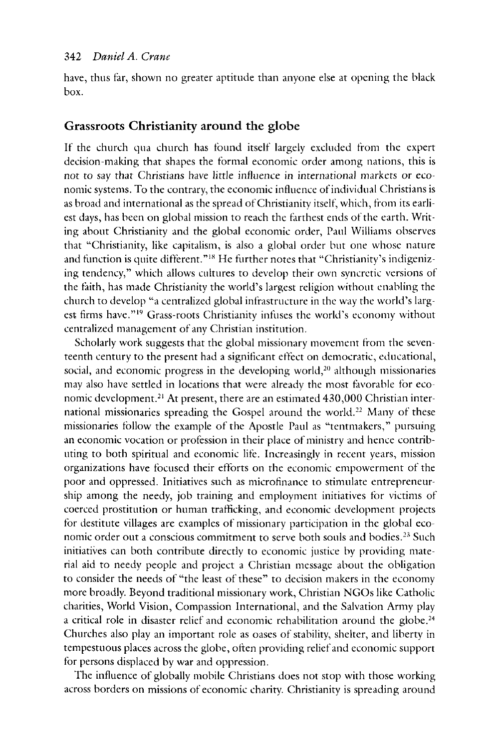have, thus far, shown no greater aptitude than anyone else at opening the black box.

## Grassroots Christianity around the globe

If the church qua church has found itself largely excluded from the expert decision-making that shapes the formal economic order among nations, this is not to say that Christians have little influence in international markets or economic systems. To the contrary, the economic influence of individual Christians is as broad and international as the spread of Christianity itself, which, from its earliest days, has been on global mission to reach the farthest ends of the earth. Writing about Christianity and the global economic order, Paul Williams observes that "Christianity, like capitalism, is also a global order but one whose nature and function is quite different."[18] He further notes that "Christianity's indigenizing tendency," which allows cultures to develop their own syncretic versions of the faith, has made Christianity the world's largest religion without enabling the church to develop "a centralized global infrastructure in the way the world's largest firms have."[19] Grass-roots Christianity infuses the world's economy without centralized management of any Christian institution.

Scholarly work suggests that the global missionary movement from the seventeenth century to the present had a significant effect on democratic, educational, social, and economic progress in the developing world,[20] although missionaries may also have settled in locations that were already the most favorable for economic development.[21] At present, there are an estimated 430,000 Christian international missionaries spreading the Gospel around the world.[22] Many of these missionaries follow the example of the Apostle Paul as "tentmakers," pursuing an economic vocation or profession in their place of ministry and hence contributing to both spiritual and economic life. Increasingly in recent years, mission organizations have focused their efforts on the economic empowerment of the poor and oppressed. Initiatives such as microfinance to stimulate entrepreneurship among the needy, job training and employment initiatives for victims of coerced prostitution or human trafficking, and economic development projects for destitute villages are examples of missionary participation in the global economic order out a conscious commitment to serve both souls and bodies.[23] Such initiatives can both contribute directly to economic justice by providing material aid to needy people and project a Christian message about the obligation to consider the needs of "the least of these" to decision makers in the economy more broadly. Beyond traditional missionary work, Christian NGOs like Catholic charities, World Vision, Compassion International, and the Salvation Army play a critical role in disaster relief and economic rehabilitation around the globe.[24] Churches also play an important role as oases of stability, shelter, and liberty in tempestuous places across the globe, often providing relief and economic support for persons displaced by war and oppression.

The influence of globally mobile Christians does not stop with those working across borders on missions of economic charity. Christianity is spreading around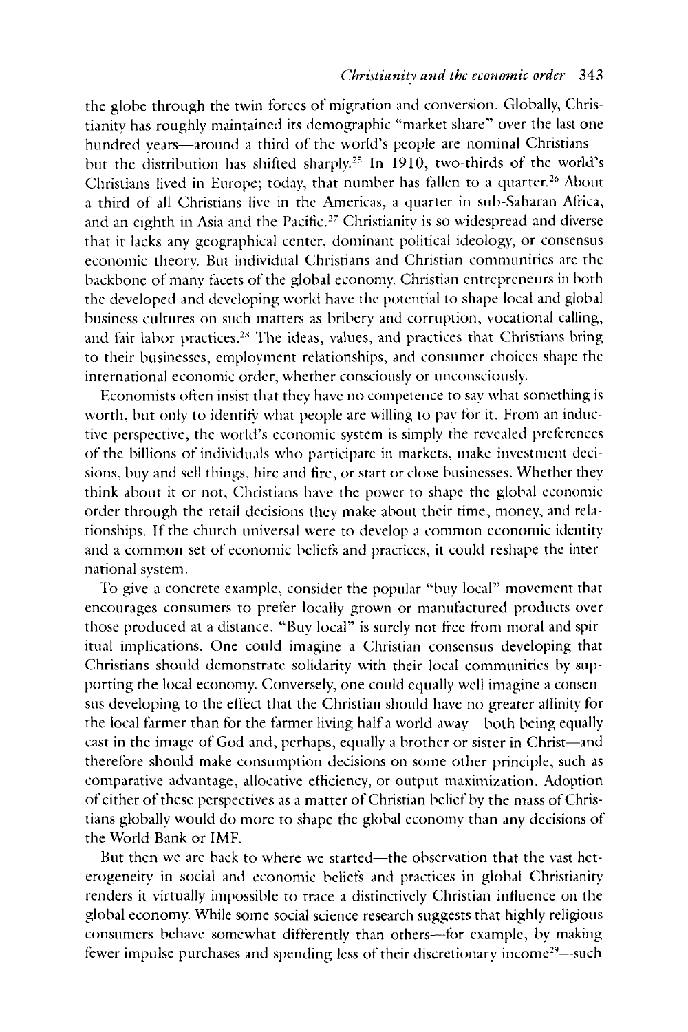the globe through the twin forces of migration and conversion. Globally, Christianity has roughly maintained its demographic "market share" over the last one hundred years—around a third of the world's people are nominal Christians—but the distribution has shifted sharply.[25] In 1910, two-thirds of the world's Christians lived in Europe; today, that number has fallen to a quarter.[26] About a third of all Christians live in the Americas, a quarter in sub-Saharan Africa, and an eighth in Asia and the Pacific.[27] Christianity is so widespread and diverse that it lacks any geographical center, dominant political ideology, or consensus economic theory. But individual Christians and Christian communities are the backbone of many facets of the global economy. Christian entrepreneurs in both the developed and developing world have the potential to shape local and global business cultures on such matters as bribery and corruption, vocational calling, and fair labor practices.[28] The ideas, values, and practices that Christians bring to their businesses, employment relationships, and consumer choices shape the international economic order, whether consciously or unconsciously.

Economists often insist that they have no competence to say what something is worth, but only to identify what people are willing to pay for it. From an inductive perspective, the world's economic system is simply the revealed preferences of the billions of individuals who participate in markets, make investment decisions, buy and sell things, hire and fire, or start or close businesses. Whether they think about it or not, Christians have the power to shape the global economic order through the retail decisions they make about their time, money, and relationships. If the church universal were to develop a common economic identity and a common set of economic beliefs and practices, it could reshape the international system.

To give a concrete example, consider the popular "buy local" movement that encourages consumers to prefer locally grown or manufactured products over those produced at a distance. "Buy local" is surely not free from moral and spiritual implications. One could imagine a Christian consensus developing that Christians should demonstrate solidarity with their local communities by supporting the local economy. Conversely, one could equally well imagine a consensus developing to the effect that the Christian should have no greater affinity for the local farmer than for the farmer living half a world away—both being equally cast in the image of God and, perhaps, equally a brother or sister in Christ—and therefore should make consumption decisions on some other principle, such as comparative advantage, allocative efficiency, or output maximization. Adoption of either of these perspectives as a matter of Christian belief by the mass of Christians globally would do more to shape the global economy than any decisions of the World Bank or IMF.

But then we are back to where we started—the observation that the vast heterogeneity in social and economic beliefs and practices in global Christianity renders it virtually impossible to trace a distinctively Christian influence on the global economy. While some social science research suggests that highly religious consumers behave somewhat differently than others—for example, by making fewer impulse purchases and spending less of their discretionary income[29]—such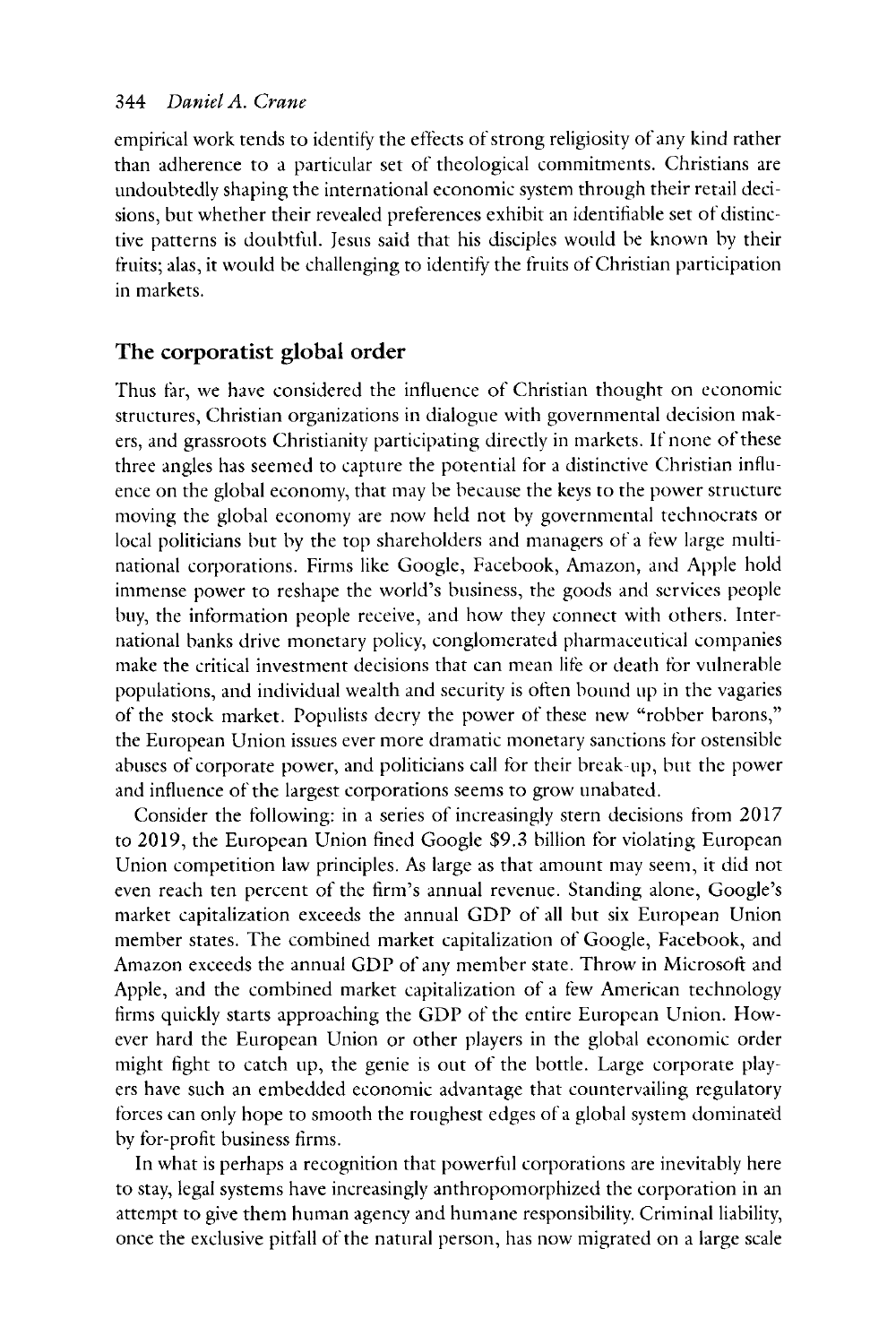empirical work tends to identify the effects of strong religiosity of any kind rather than adherence to a particular set of theological commitments. Christians are undoubtedly shaping the international economic system through their retail decisions, but whether their revealed preferences exhibit an identifiable set of distinctive patterns is doubtful. Jesus said that his disciples would be known by their fruits; alas, it would be challenging to identify the fruits of Christian participation in markets.

## The corporatist global order

Thus far, we have considered the influence of Christian thought on economic structures, Christian organizations in dialogue with governmental decision makers, and grassroots Christianity participating directly in markets. If none of these three angles has seemed to capture the potential for a distinctive Christian influence on the global economy, that may be because the keys to the power structure moving the global economy are now held not by governmental technocrats or local politicians but by the top shareholders and managers of a few large multinational corporations. Firms like Google, Facebook, Amazon, and Apple hold immense power to reshape the world's business, the goods and services people buy, the information people receive, and how they connect with others. International banks drive monetary policy, conglomerated pharmaceutical companies make the critical investment decisions that can mean life or death for vulnerable populations, and individual wealth and security is often bound up in the vagaries of the stock market. Populists decry the power of these new "robber barons," the European Union issues ever more dramatic monetary sanctions for ostensible abuses of corporate power, and politicians call for their break-up, but the power and influence of the largest corporations seems to grow unabated.

Consider the following: in a series of increasingly stern decisions from 2017 to 2019, the European Union fined Google $9.3 billion for violating European Union competition law principles. As large as that amount may seem, it did not even reach ten percent of the firm's annual revenue. Standing alone, Google's market capitalization exceeds the annual GDP of all but six European Union member states. The combined market capitalization of Google, Facebook, and Amazon exceeds the annual GDP of any member state. Throw in Microsoft and Apple, and the combined market capitalization of a few American technology firms quickly starts approaching the GDP of the entire European Union. However hard the European Union or other players in the global economic order might fight to catch up, the genie is out of the bottle. Large corporate players have such an embedded economic advantage that countervailing regulatory forces can only hope to smooth the roughest edges of a global system dominated by for-profit business firms.

In what is perhaps a recognition that powerful corporations are inevitably here to stay, legal systems have increasingly anthropomorphized the corporation in an attempt to give them human agency and humane responsibility. Criminal liability, once the exclusive pitfall of the natural person, has now migrated on a large scale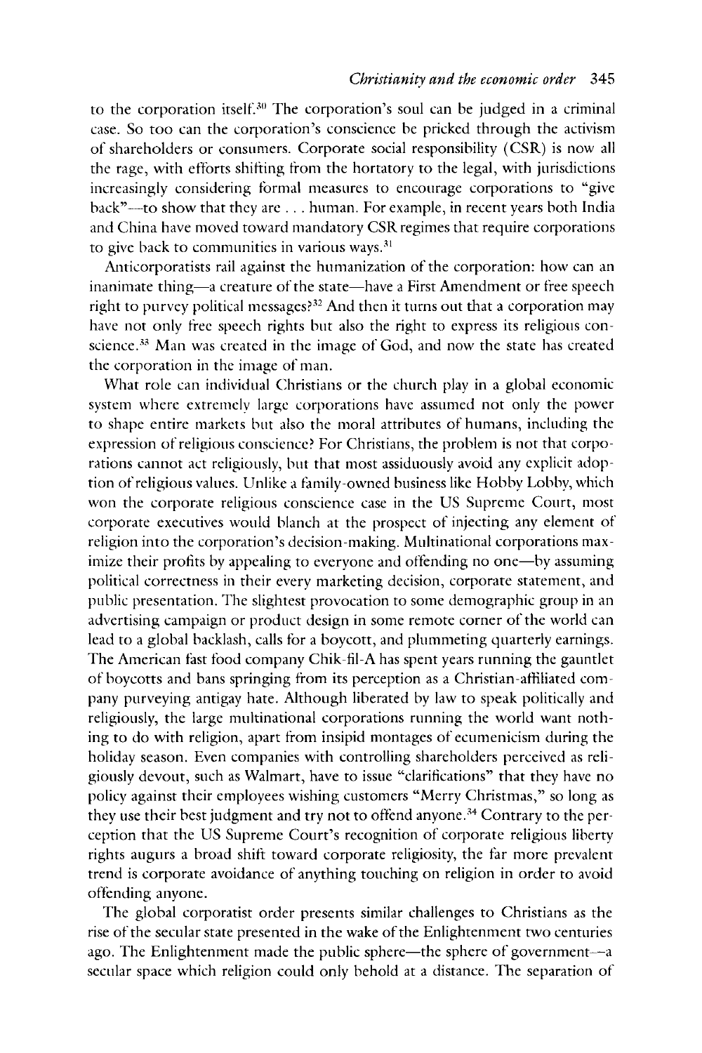to the corporation itself.[30] The corporation's soul can be judged in a criminal case. So too can the corporation's conscience be pricked through the activism of shareholders or consumers. Corporate social responsibility (CSR) is now all the rage, with efforts shifting from the hortatory to the legal, with jurisdictions increasingly considering formal measures to encourage corporations to "give back"—to show that they are . . . human. For example, in recent years both India and China have moved toward mandatory CSR regimes that require corporations to give back to communities in various ways.[31]

Anticorporatists rail against the humanization of the corporation: how can an inanimate thing—a creature of the state—have a First Amendment or free speech right to purvey political messages?[32] And then it turns out that a corporation may have not only free speech rights but also the right to express its religious conscience.[33] Man was created in the image of God, and now the state has created the corporation in the image of man.

What role can individual Christians or the church play in a global economic system where extremely large corporations have assumed not only the power to shape entire markets but also the moral attributes of humans, including the expression of religious conscience? For Christians, the problem is not that corporations cannot act religiously, but that most assiduously avoid any explicit adoption of religious values. Unlike a family-owned business like Hobby Lobby, which won the corporate religious conscience case in the US Supreme Court, most corporate executives would blanch at the prospect of injecting any element of religion into the corporation's decision-making. Multinational corporations maximize their profits by appealing to everyone and offending no one—by assuming political correctness in their every marketing decision, corporate statement, and public presentation. The slightest provocation to some demographic group in an advertising campaign or product design in some remote corner of the world can lead to a global backlash, calls for a boycott, and plummeting quarterly earnings. The American fast food company Chik-fil-A has spent years running the gauntlet of boycotts and bans springing from its perception as a Christian-affiliated company purveying antigay hate. Although liberated by law to speak politically and religiously, the large multinational corporations running the world want nothing to do with religion, apart from insipid montages of ecumenicism during the holiday season. Even companies with controlling shareholders perceived as religiously devout, such as Walmart, have to issue "clarifications" that they have no policy against their employees wishing customers "Merry Christmas," so long as they use their best judgment and try not to offend anyone.[34] Contrary to the perception that the US Supreme Court's recognition of corporate religious liberty rights augurs a broad shift toward corporate religiosity, the far more prevalent trend is corporate avoidance of anything touching on religion in order to avoid offending anyone.

The global corporatist order presents similar challenges to Christians as the rise of the secular state presented in the wake of the Enlightenment two centuries ago. The Enlightenment made the public sphere—the sphere of government—a secular space which religion could only behold at a distance. The separation of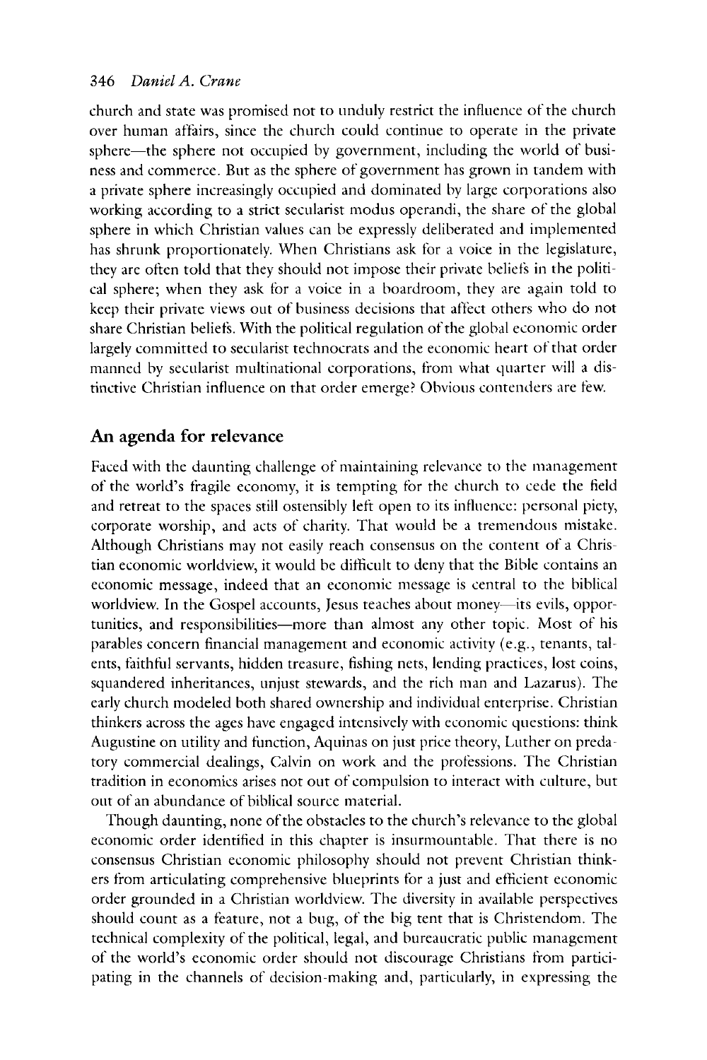church and state was promised not to unduly restrict the influence of the church over human affairs, since the church could continue to operate in the private sphere—the sphere not occupied by government, including the world of business and commerce. But as the sphere of government has grown in tandem with a private sphere increasingly occupied and dominated by large corporations also working according to a strict secularist modus operandi, the share of the global sphere in which Christian values can be expressly deliberated and implemented has shrunk proportionately. When Christians ask for a voice in the legislature, they are often told that they should not impose their private beliefs in the political sphere; when they ask for a voice in a boardroom, they are again told to keep their private views out of business decisions that affect others who do not share Christian beliefs. With the political regulation of the global economic order largely committed to secularist technocrats and the economic heart of that order manned by secularist multinational corporations, from what quarter will a distinctive Christian influence on that order emerge? Obvious contenders are few.

## An agenda for relevance

Faced with the daunting challenge of maintaining relevance to the management of the world's fragile economy, it is tempting for the church to cede the field and retreat to the spaces still ostensibly left open to its influence: personal piety, corporate worship, and acts of charity. That would be a tremendous mistake. Although Christians may not easily reach consensus on the content of a Christian economic worldview, it would be difficult to deny that the Bible contains an economic message, indeed that an economic message is central to the biblical worldview. In the Gospel accounts, Jesus teaches about money—its evils, opportunities, and responsibilities—more than almost any other topic. Most of his parables concern financial management and economic activity (e.g., tenants, talents, faithful servants, hidden treasure, fishing nets, lending practices, lost coins, squandered inheritances, unjust stewards, and the rich man and Lazarus). The early church modeled both shared ownership and individual enterprise. Christian thinkers across the ages have engaged intensively with economic questions: think Augustine on utility and function, Aquinas on just price theory, Luther on predatory commercial dealings, Calvin on work and the professions. The Christian tradition in economics arises not out of compulsion to interact with culture, but out of an abundance of biblical source material.

Though daunting, none of the obstacles to the church's relevance to the global economic order identified in this chapter is insurmountable. That there is no consensus Christian economic philosophy should not prevent Christian thinkers from articulating comprehensive blueprints for a just and efficient economic order grounded in a Christian worldview. The diversity in available perspectives should count as a feature, not a bug, of the big tent that is Christendom. The technical complexity of the political, legal, and bureaucratic public management of the world's economic order should not discourage Christians from participating in the channels of decision-making and, particularly, in expressing the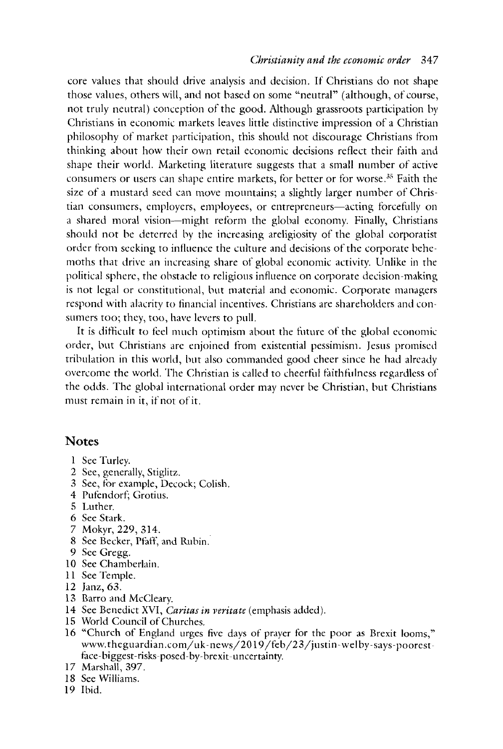core values that should drive analysis and decision. If Christians do not shape those values, others will, and not based on some "neutral" (although, of course, not truly neutral) conception of the good. Although grassroots participation by Christians in economic markets leaves little distinctive impression of a Christian philosophy of market participation, this should not discourage Christians from thinking about how their own retail economic decisions reflect their faith and shape their world. Marketing literature suggests that a small number of active consumers or users can shape entire markets, for better or for worse.[35] Faith the size of a mustard seed can move mountains; a slightly larger number of Christian consumers, employers, employees, or entrepreneurs—acting forcefully on a shared moral vision—might reform the global economy. Finally, Christians should not be deterred by the increasing areligiosity of the global corporatist order from seeking to influence the culture and decisions of the corporate behemoths that drive an increasing share of global economic activity. Unlike in the political sphere, the obstacle to religious influence on corporate decision-making is not legal or constitutional, but material and economic. Corporate managers respond with alacrity to financial incentives. Christians are shareholders and consumers too; they, too, have levers to pull.

It is difficult to feel much optimism about the future of the global economic order, but Christians are enjoined from existential pessimism. Jesus promised tribulation in this world, but also commanded good cheer since he had already overcome the world. The Christian is called to cheerful faithfulness regardless of the odds. The global international order may never be Christian, but Christians must remain in it, if not of it.

## Notes

1 See Turley.
2 See, generally, Stiglitz.
3 See, for example, Decock; Colish.
4 Pufendorf; Grotius.
5 Luther.
6 See Stark.
7 Mokyr, 229, 314.
8 See Becker, Pfaff, and Rubin.
9 See Gregg.
10 See Chamberlain.
11 See Temple.
12 Janz, 63.
13 Barro and McCleary.
14 See Benedict XVI, *Caritas in veritate* (emphasis added).
15 World Council of Churches.
16 "Church of England urges five days of prayer for the poor as Brexit looms," www.theguardian.com/uk-news/2019/feb/23/justin-welby-says-poorest-face-biggest-risks-posed-by-brexit-uncertainty.
17 Marshall, 397.
18 See Williams.
19 Ibid.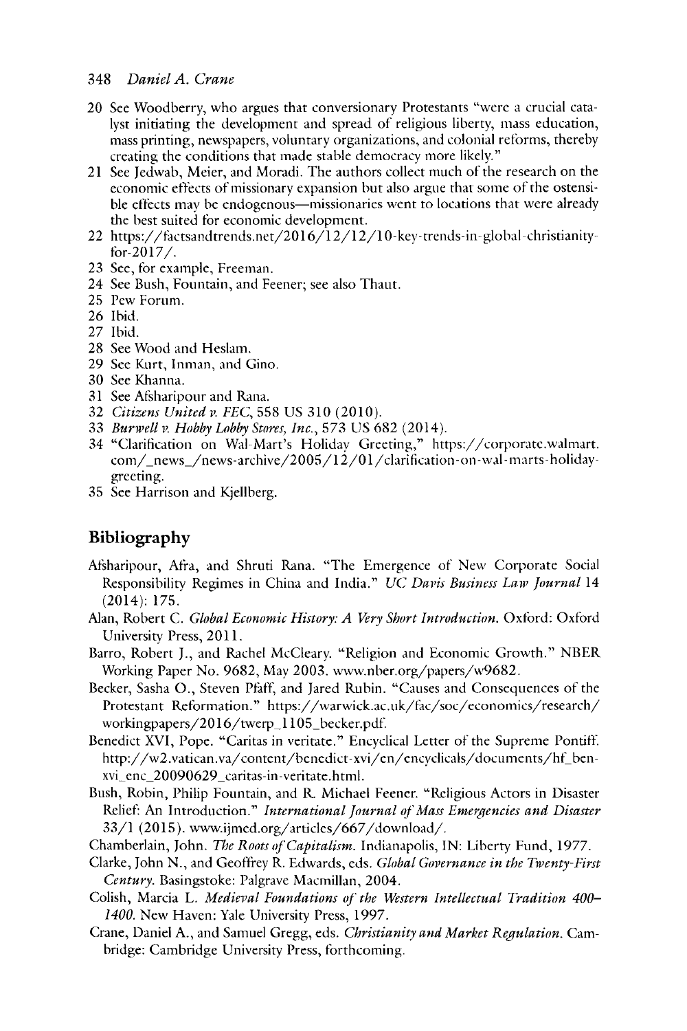20 See Woodberry, who argues that conversionary Protestants "were a crucial catalyst initiating the development and spread of religious liberty, mass education, mass printing, newspapers, voluntary organizations, and colonial reforms, thereby creating the conditions that made stable democracy more likely."
21 See Jedwab, Meier, and Moradi. The authors collect much of the research on the economic effects of missionary expansion but also argue that some of the ostensible effects may be endogenous—missionaries went to locations that were already the best suited for economic development.
22 https://factsandtrends.net/2016/12/12/10-key-trends-in-global-christianity-for-2017/.
23 See, for example, Freeman.
24 See Bush, Fountain, and Feener; see also Thaut.
25 Pew Forum.
26 Ibid.
27 Ibid.
28 See Wood and Heslam.
29 See Kurt, Inman, and Gino.
30 See Khanna.
31 See Afsharipour and Rana.
32 *Citizens United v. FEC*, 558 US 310 (2010).
33 *Burwell v. Hobby Lobby Stores, Inc.*, 573 US 682 (2014).
34 "Clarification on Wal-Mart's Holiday Greeting," https://corporate.walmart.com/_news_/news-archive/2005/12/01/clarification-on-wal-marts-holiday-greeting.
35 See Harrison and Kjellberg.

## Bibliography

Afsharipour, Afra, and Shruti Rana. "The Emergence of New Corporate Social Responsibility Regimes in China and India." *UC Davis Business Law Journal* 14 (2014): 175.

Alan, Robert C. *Global Economic History: A Very Short Introduction*. Oxford: Oxford University Press, 2011.

Barro, Robert J., and Rachel McCleary. "Religion and Economic Growth." NBER Working Paper No. 9682, May 2003. www.nber.org/papers/w9682.

Becker, Sasha O., Steven Pfaff, and Jared Rubin. "Causes and Consequences of the Protestant Reformation." https://warwick.ac.uk/fac/soc/economics/research/workingpapers/2016/twerp_1105_becker.pdf.

Benedict XVI, Pope. "Caritas in veritate." Encyclical Letter of the Supreme Pontiff. http://w2.vatican.va/content/benedict-xvi/en/encyclicals/documents/hf_ben-xvi_enc_20090629_caritas-in-veritate.html.

Bush, Robin, Philip Fountain, and R. Michael Feener. "Religious Actors in Disaster Relief: An Introduction." *International Journal of Mass Emergencies and Disaster* 33/1 (2015). www.ijmed.org/articles/667/download/.

Chamberlain, John. *The Roots of Capitalism*. Indianapolis, IN: Liberty Fund, 1977.

Clarke, John N., and Geoffrey R. Edwards, eds. *Global Governance in the Twenty-First Century*. Basingstoke: Palgrave Macmillan, 2004.

Colish, Marcia L. *Medieval Foundations of the Western Intellectual Tradition 400–1400*. New Haven: Yale University Press, 1997.

Crane, Daniel A., and Samuel Gregg, eds. *Christianity and Market Regulation*. Cambridge: Cambridge University Press, forthcoming.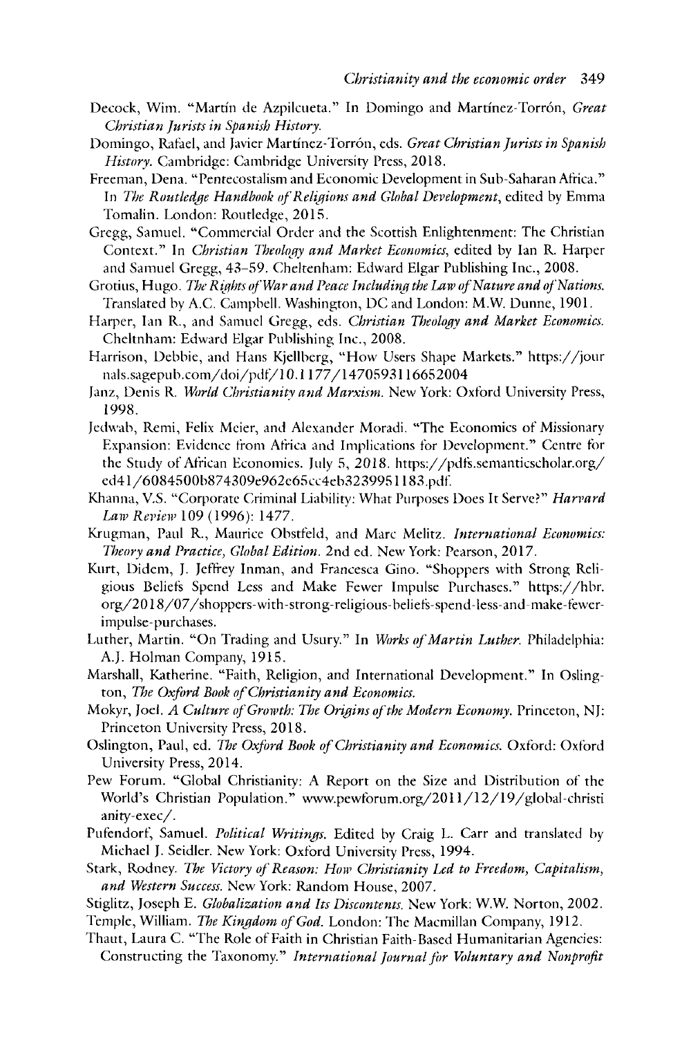Decock, Wim. "Martín de Azpilcueta." In Domingo and Martínez-Torrón, *Great Christian Jurists in Spanish History.*

Domingo, Rafael, and Javier Martínez-Torrón, eds. *Great Christian Jurists in Spanish History.* Cambridge: Cambridge University Press, 2018.

Freeman, Dena. "Pentecostalism and Economic Development in Sub-Saharan Africa." In *The Routledge Handbook of Religions and Global Development*, edited by Emma Tomalin. London: Routledge, 2015.

Gregg, Samuel. "Commercial Order and the Scottish Enlightenment: The Christian Context." In *Christian Theology and Market Economics*, edited by Ian R. Harper and Samuel Gregg, 43–59. Cheltenham: Edward Elgar Publishing Inc., 2008.

Grotius, Hugo. *The Rights of War and Peace Including the Law of Nature and of Nations.* Translated by A.C. Campbell. Washington, DC and London: M.W. Dunne, 1901.

Harper, Ian R., and Samuel Gregg, eds. *Christian Theology and Market Economics.* Cheltnham: Edward Elgar Publishing Inc., 2008.

Harrison, Debbie, and Hans Kjellberg, "How Users Shape Markets." https://journals.sagepub.com/doi/pdf/10.1177/1470593116652004

Janz, Denis R. *World Christianity and Marxism.* New York: Oxford University Press, 1998.

Jedwab, Remi, Felix Meier, and Alexander Moradi. "The Economics of Missionary Expansion: Evidence from Africa and Implications for Development." Centre for the Study of African Economies. July 5, 2018. https://pdfs.semanticscholar.org/ed41/6084500b874309e962c65cc4eb32399511183.pdf.

Khanna, V.S. "Corporate Criminal Liability: What Purposes Does It Serve?" *Harvard Law Review* 109 (1996): 1477.

Krugman, Paul R., Maurice Obstfeld, and Marc Melitz. *International Economics: Theory and Practice, Global Edition.* 2nd ed. New York: Pearson, 2017.

Kurt, Didem, J. Jeffrey Inman, and Francesca Gino. "Shoppers with Strong Religious Beliefs Spend Less and Make Fewer Impulse Purchases." https://hbr.org/2018/07/shoppers-with-strong-religious-beliefs-spend-less-and-make-fewer-impulse-purchases.

Luther, Martin. "On Trading and Usury." In *Works of Martin Luther.* Philadelphia: A.J. Holman Company, 1915.

Marshall, Katherine. "Faith, Religion, and International Development." In Oslington, *The Oxford Book of Christianity and Economics.*

Mokyr, Joel. *A Culture of Growth: The Origins of the Modern Economy.* Princeton, NJ: Princeton University Press, 2018.

Oslington, Paul, ed. *The Oxford Book of Christianity and Economics.* Oxford: Oxford University Press, 2014.

Pew Forum. "Global Christianity: A Report on the Size and Distribution of the World's Christian Population." www.pewforum.org/2011/12/19/global-christianity-exec/.

Pufendorf, Samuel. *Political Writings.* Edited by Craig L. Carr and translated by Michael J. Seidler. New York: Oxford University Press, 1994.

Stark, Rodney. *The Victory of Reason: How Christianity Led to Freedom, Capitalism, and Western Success.* New York: Random House, 2007.

Stiglitz, Joseph E. *Globalization and Its Discontents.* New York: W.W. Norton, 2002.

Temple, William. *The Kingdom of God.* London: The Macmillan Company, 1912.

Thaut, Laura C. "The Role of Faith in Christian Faith-Based Humanitarian Agencies: Constructing the Taxonomy." *International Journal for Voluntary and Nonprofit*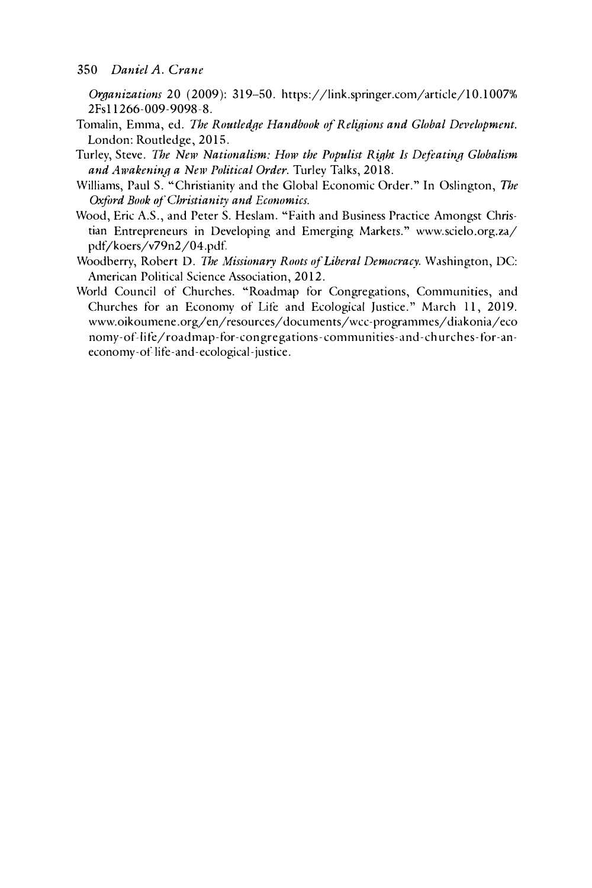*Organizations* 20 (2009): 319–50. https://link.springer.com/article/10.1007%2Fs11266-009-9098-8.

Tomalin, Emma, ed. *The Routledge Handbook of Religions and Global Development.* London: Routledge, 2015.

Turley, Steve. *The New Nationalism: How the Populist Right Is Defeating Globalism and Awakening a New Political Order.* Turley Talks, 2018.

Williams, Paul S. "Christianity and the Global Economic Order." In Oslington, *The Oxford Book of Christianity and Economics.*

Wood, Eric A.S., and Peter S. Heslam. "Faith and Business Practice Amongst Christian Entrepreneurs in Developing and Emerging Markets." www.scielo.org.za/pdf/koers/v79n2/04.pdf.

Woodberry, Robert D. *The Missionary Roots of Liberal Democracy.* Washington, DC: American Political Science Association, 2012.

World Council of Churches. "Roadmap for Congregations, Communities, and Churches for an Economy of Life and Ecological Justice." March 11, 2019. www.oikoumene.org/en/resources/documents/wcc-programmes/diakonia/economy-of-life/roadmap-for-congregations-communities-and-churches-for-an-economy-of-life-and-ecological-justice.